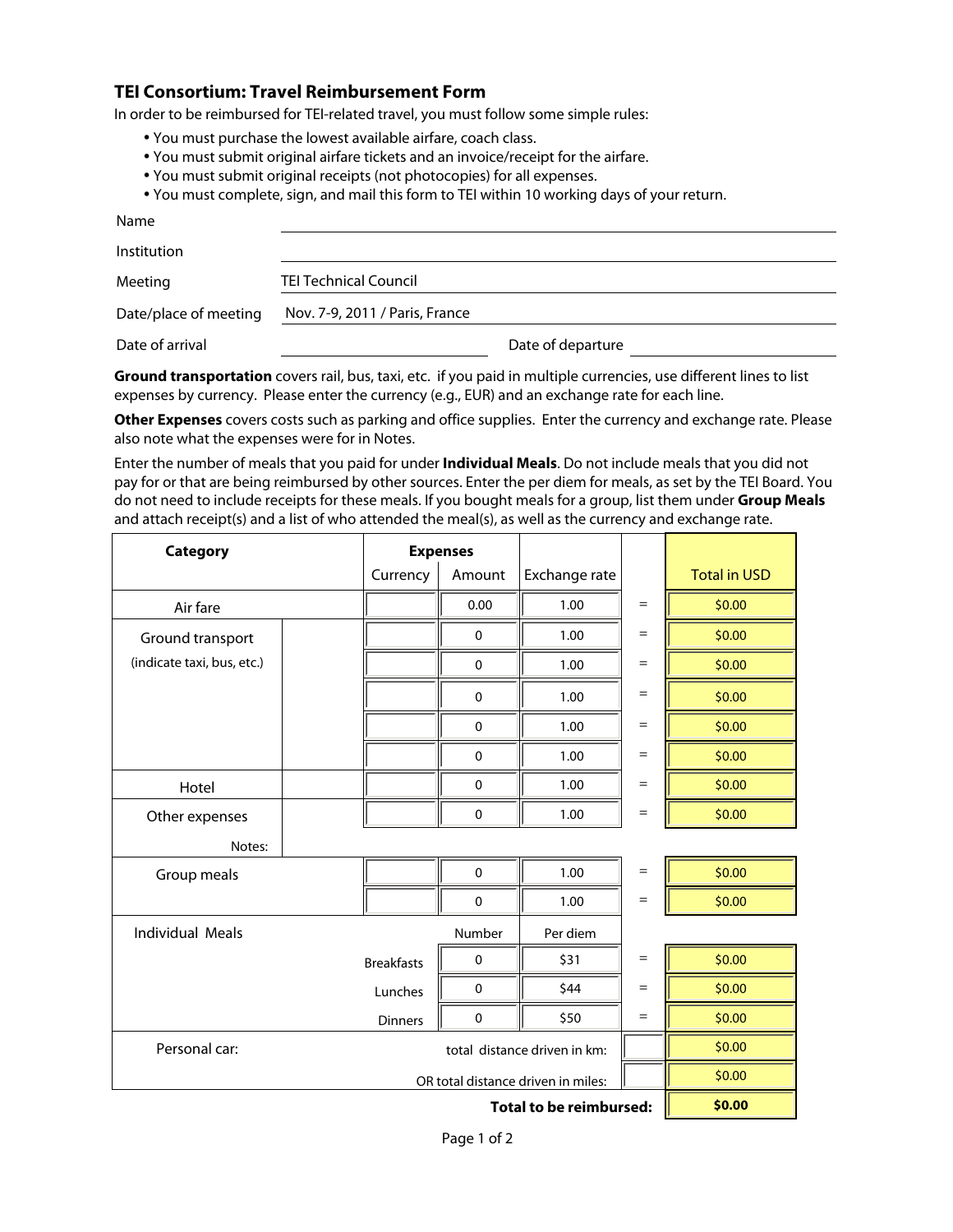## TEI Consortium: Travel Reimbursement Form

In order to be reimbursed for TEI-related travel, you must follow some simple rules:

- You must purchase the lowest available airfare, coach class.
- You must submit original airfare tickets and an invoice/receipt for the airfare.
- You must submit original receipts (not photocopies) for all expenses.
- You must complete, sign, and mail this form to TEI within 10 working days of your return.

| | |
|---|---|
| Name | |
| Institution | |
| Meeting | TEI Technical Council |
| Date/place of meeting | Nov. 7-9, 2011 / Paris, France |
| Date of arrival | Date of departure |

**Ground transportation** covers rail, bus, taxi, etc. if you paid in multiple currencies, use different lines to list expenses by currency. Please enter the currency (e.g., EUR) and an exchange rate for each line.

**Other Expenses** covers costs such as parking and office supplies. Enter the currency and exchange rate. Please also note what the expenses were for in Notes.

Enter the number of meals that you paid for under **Individual Meals**. Do not include meals that you did not pay for or that are being reimbursed by other sources. Enter the per diem for meals, as set by the TEI Board. You do not need to include receipts for these meals. If you bought meals for a group, list them under **Group Meals** and attach receipt(s) and a list of who attended the meal(s), as well as the currency and exchange rate.

| Category | | Expenses | | | | |
|---|---|---|---|---|---|---|
| | | Currency | Amount | Exchange rate | | Total in USD |
| Air fare | | | 0.00 | 1.00 | = | $0.00 |
| Ground transport (indicate taxi, bus, etc.) | | | 0 | 1.00 | = | $0.00 |
| | | | 0 | 1.00 | = | $0.00 |
| | | | 0 | 1.00 | = | $0.00 |
| | | | 0 | 1.00 | = | $0.00 |
| | | | 0 | 1.00 | = | $0.00 |
| Hotel | | | 0 | 1.00 | = | $0.00 |
| Other expenses | | | 0 | 1.00 | = | $0.00 |
| Notes: | | | | | | |
| Group meals | | | 0 | 1.00 | = | $0.00 |
| | | | 0 | 1.00 | = | $0.00 |
| Individual Meals | | | Number | Per diem | | |
| | | Breakfasts | 0 | $31 | = | $0.00 |
| | | Lunches | 0 | $44 | = | $0.00 |
| | | Dinners | 0 | $50 | = | $0.00 |
| Personal car: | | total distance driven in km: | | | | $0.00 |
| | | OR total distance driven in miles: | | | | $0.00 |
| | | | | **Total to be reimbursed:** | | **$0.00** |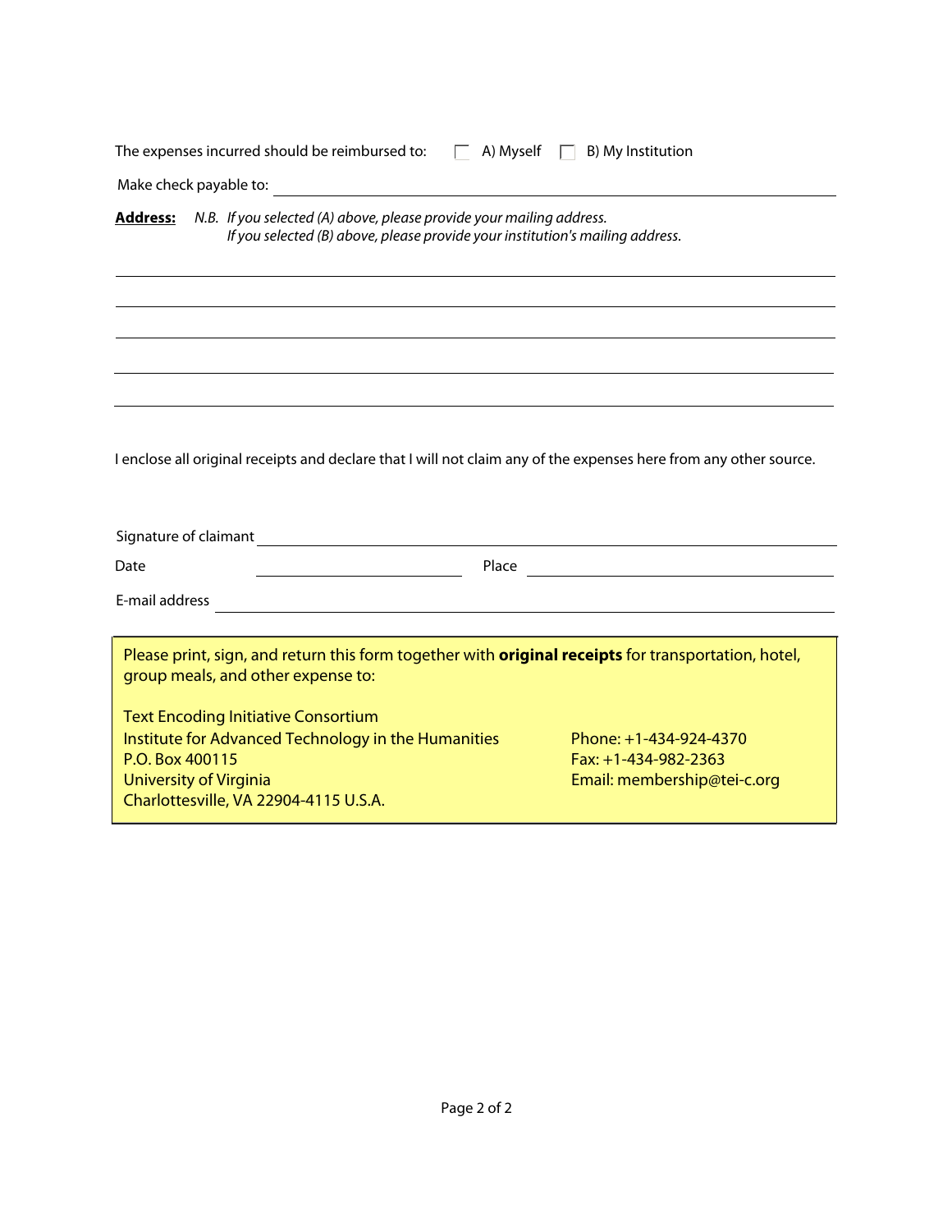The expenses incurred should be reimbursed to: ☐ A) Myself ☐ B) My Institution

Make check payable to: ______________________________

**Address:** *N.B. If you selected (A) above, please provide your mailing address.*
*If you selected (B) above, please provide your institution's mailing address.*

______________________________

______________________________

______________________________

______________________________

______________________________

I enclose all original receipts and declare that I will not claim any of the expenses here from any other source.

Signature of claimant ______________________________

Date ______________ Place ______________

E-mail address ______________________________

Please print, sign, and return this form together with **original receipts** for transportation, hotel, group meals, and other expense to:

Text Encoding Initiative Consortium
Institute for Advanced Technology in the Humanities
P.O. Box 400115
University of Virginia
Charlottesville, VA 22904-4115 U.S.A.

Phone: +1-434-924-4370
Fax: +1-434-982-2363
Email: membership@tei-c.org